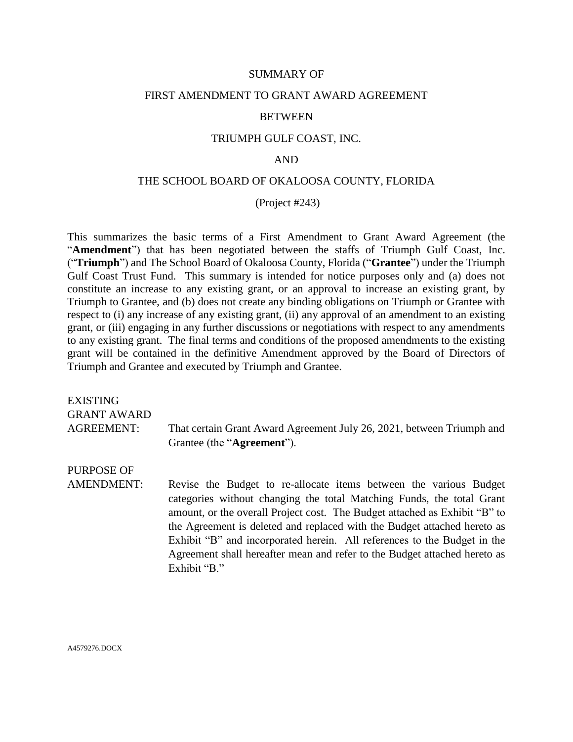SUMMARY OF

FIRST AMENDMENT TO GRANT AWARD AGREEMENT

BETWEEN

TRIUMPH GULF COAST, INC.

AND

THE SCHOOL BOARD OF OKALOOSA COUNTY, FLORIDA

(Project #243)

This summarizes the basic terms of a First Amendment to Grant Award Agreement (the "**Amendment**") that has been negotiated between the staffs of Triumph Gulf Coast, Inc. ("**Triumph**") and The School Board of Okaloosa County, Florida ("**Grantee**") under the Triumph Gulf Coast Trust Fund. This summary is intended for notice purposes only and (a) does not constitute an increase to any existing grant, or an approval to increase an existing grant, by Triumph to Grantee, and (b) does not create any binding obligations on Triumph or Grantee with respect to (i) any increase of any existing grant, (ii) any approval of an amendment to an existing grant, or (iii) engaging in any further discussions or negotiations with respect to any amendments to any existing grant. The final terms and conditions of the proposed amendments to the existing grant will be contained in the definitive Amendment approved by the Board of Directors of Triumph and Grantee and executed by Triumph and Grantee.

EXISTING GRANT AWARD AGREEMENT: That certain Grant Award Agreement July 26, 2021, between Triumph and Grantee (the "**Agreement**").

PURPOSE OF AMENDMENT: Revise the Budget to re-allocate items between the various Budget categories without changing the total Matching Funds, the total Grant amount, or the overall Project cost. The Budget attached as Exhibit "B" to the Agreement is deleted and replaced with the Budget attached hereto as Exhibit "B" and incorporated herein. All references to the Budget in the Agreement shall hereafter mean and refer to the Budget attached hereto as Exhibit "B."

A4579276.DOCX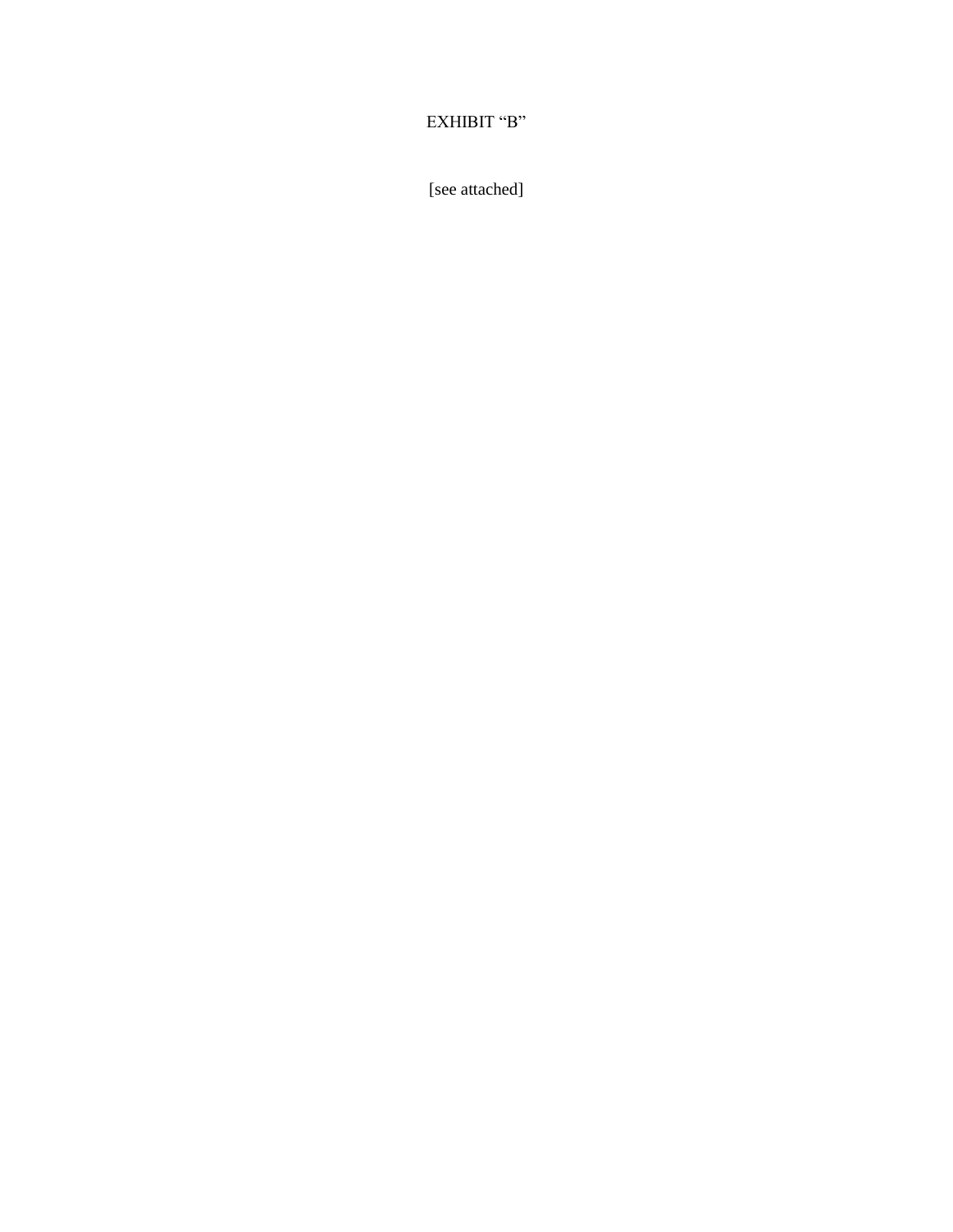EXHIBIT "B"

[see attached]